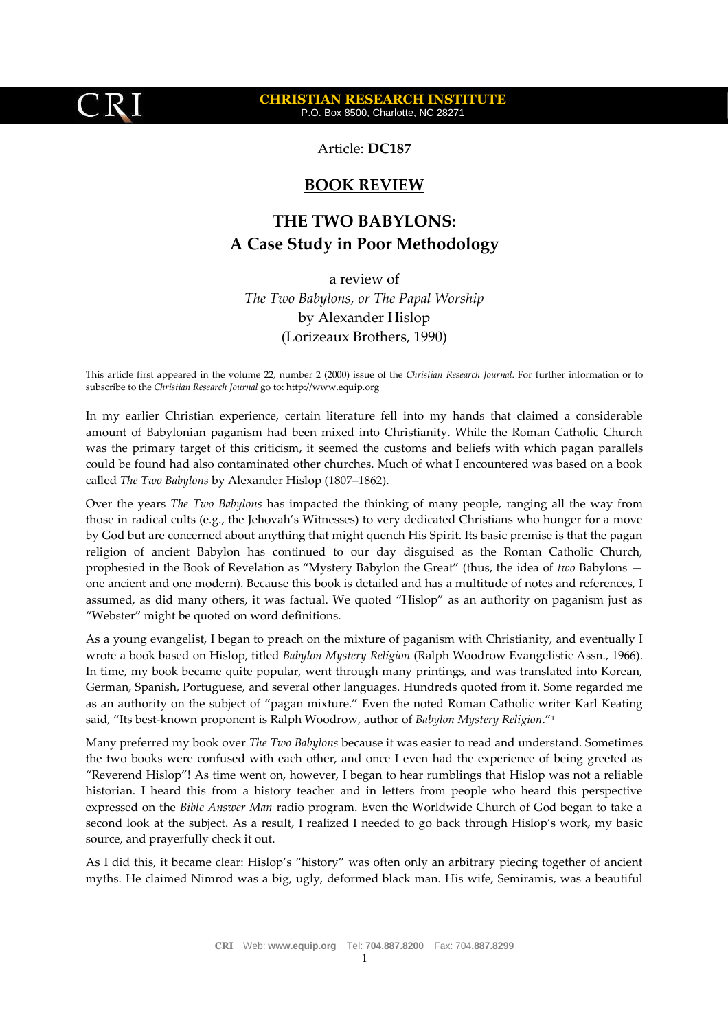CRI

**CHRISTIAN RESEARCH INSTITUTE**
P.O. Box 8500, Charlotte, NC 28271

Article: **DC187**

## BOOK REVIEW

# THE TWO BABYLONS: A Case Study in Poor Methodology

a review of
*The Two Babylons, or The Papal Worship*
by Alexander Hislop
(Lorizeaux Brothers, 1990)

This article first appeared in the volume 22, number 2 (2000) issue of the *Christian Research Journal*. For further information or to subscribe to the *Christian Research Journal* go to: http://www.equip.org

In my earlier Christian experience, certain literature fell into my hands that claimed a considerable amount of Babylonian paganism had been mixed into Christianity. While the Roman Catholic Church was the primary target of this criticism, it seemed the customs and beliefs with which pagan parallels could be found had also contaminated other churches. Much of what I encountered was based on a book called *The Two Babylons* by Alexander Hislop (1807–1862).

Over the years *The Two Babylons* has impacted the thinking of many people, ranging all the way from those in radical cults (e.g., the Jehovah's Witnesses) to very dedicated Christians who hunger for a move by God but are concerned about anything that might quench His Spirit. Its basic premise is that the pagan religion of ancient Babylon has continued to our day disguised as the Roman Catholic Church, prophesied in the Book of Revelation as "Mystery Babylon the Great" (thus, the idea of *two* Babylons — one ancient and one modern). Because this book is detailed and has a multitude of notes and references, I assumed, as did many others, it was factual. We quoted "Hislop" as an authority on paganism just as "Webster" might be quoted on word definitions.

As a young evangelist, I began to preach on the mixture of paganism with Christianity, and eventually I wrote a book based on Hislop, titled *Babylon Mystery Religion* (Ralph Woodrow Evangelistic Assn., 1966). In time, my book became quite popular, went through many printings, and was translated into Korean, German, Spanish, Portuguese, and several other languages. Hundreds quoted from it. Some regarded me as an authority on the subject of "pagan mixture." Even the noted Roman Catholic writer Karl Keating said, "Its best-known proponent is Ralph Woodrow, author of *Babylon Mystery Religion*."[1]

Many preferred my book over *The Two Babylons* because it was easier to read and understand. Sometimes the two books were confused with each other, and once I even had the experience of being greeted as "Reverend Hislop"! As time went on, however, I began to hear rumblings that Hislop was not a reliable historian. I heard this from a history teacher and in letters from people who heard this perspective expressed on the *Bible Answer Man* radio program. Even the Worldwide Church of God began to take a second look at the subject. As a result, I realized I needed to go back through Hislop's work, my basic source, and prayerfully check it out.

As I did this, it became clear: Hislop's "history" was often only an arbitrary piecing together of ancient myths. He claimed Nimrod was a big, ugly, deformed black man. His wife, Semiramis, was a beautiful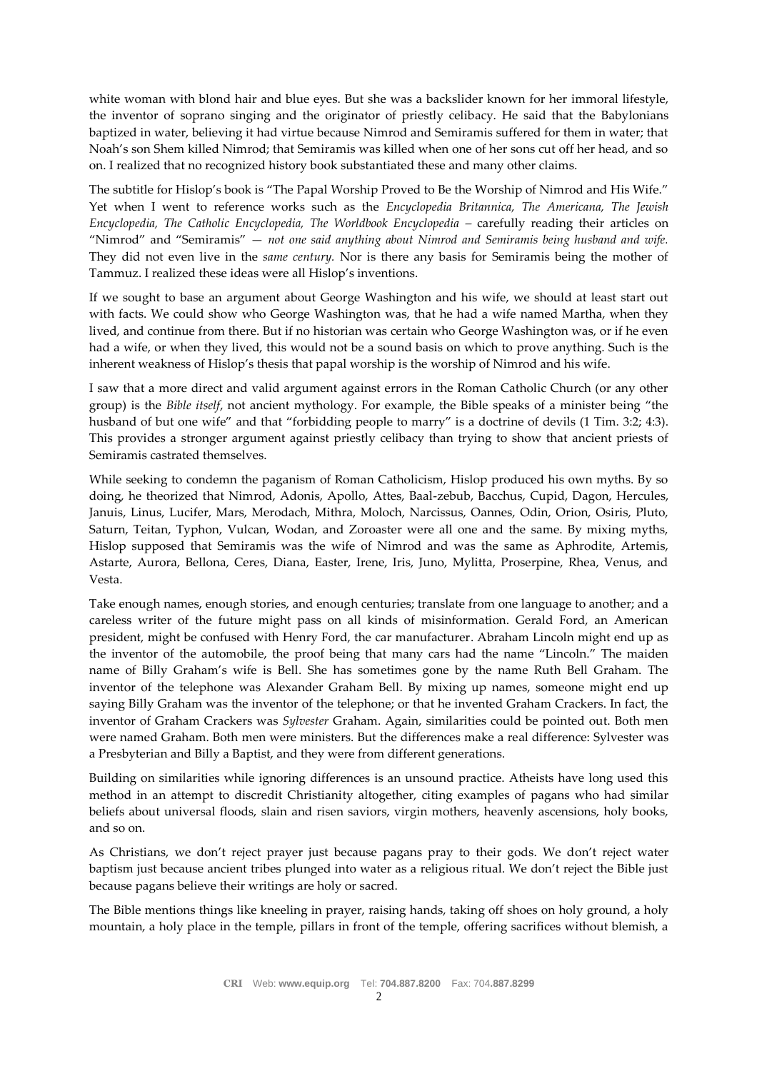white woman with blond hair and blue eyes. But she was a backslider known for her immoral lifestyle, the inventor of soprano singing and the originator of priestly celibacy. He said that the Babylonians baptized in water, believing it had virtue because Nimrod and Semiramis suffered for them in water; that Noah's son Shem killed Nimrod; that Semiramis was killed when one of her sons cut off her head, and so on. I realized that no recognized history book substantiated these and many other claims.

The subtitle for Hislop's book is "The Papal Worship Proved to Be the Worship of Nimrod and His Wife." Yet when I went to reference works such as the *Encyclopedia Britannica, The Americana, The Jewish Encyclopedia, The Catholic Encyclopedia, The Worldbook Encyclopedia* – carefully reading their articles on "Nimrod" and "Semiramis" — *not one said anything about Nimrod and Semiramis being husband and wife.* They did not even live in the *same century.* Nor is there any basis for Semiramis being the mother of Tammuz. I realized these ideas were all Hislop's inventions.

If we sought to base an argument about George Washington and his wife, we should at least start out with facts. We could show who George Washington was, that he had a wife named Martha, when they lived, and continue from there. But if no historian was certain who George Washington was, or if he even had a wife, or when they lived, this would not be a sound basis on which to prove anything. Such is the inherent weakness of Hislop's thesis that papal worship is the worship of Nimrod and his wife.

I saw that a more direct and valid argument against errors in the Roman Catholic Church (or any other group) is the *Bible itself*, not ancient mythology. For example, the Bible speaks of a minister being "the husband of but one wife" and that "forbidding people to marry" is a doctrine of devils (1 Tim. 3:2; 4:3). This provides a stronger argument against priestly celibacy than trying to show that ancient priests of Semiramis castrated themselves.

While seeking to condemn the paganism of Roman Catholicism, Hislop produced his own myths. By so doing, he theorized that Nimrod, Adonis, Apollo, Attes, Baal-zebub, Bacchus, Cupid, Dagon, Hercules, Janius, Linus, Lucifer, Mars, Merodach, Mithra, Moloch, Narcissus, Oannes, Odin, Orion, Osiris, Pluto, Saturn, Teitan, Typhon, Vulcan, Wodan, and Zoroaster were all one and the same. By mixing myths, Hislop supposed that Semiramis was the wife of Nimrod and was the same as Aphrodite, Artemis, Astarte, Aurora, Bellona, Ceres, Diana, Easter, Irene, Iris, Juno, Mylitta, Proserpine, Rhea, Venus, and Vesta.

Take enough names, enough stories, and enough centuries; translate from one language to another; and a careless writer of the future might pass on all kinds of misinformation. Gerald Ford, an American president, might be confused with Henry Ford, the car manufacturer. Abraham Lincoln might end up as the inventor of the automobile, the proof being that many cars had the name "Lincoln." The maiden name of Billy Graham's wife is Bell. She has sometimes gone by the name Ruth Bell Graham. The inventor of the telephone was Alexander Graham Bell. By mixing up names, someone might end up saying Billy Graham was the inventor of the telephone; or that he invented Graham Crackers. In fact, the inventor of Graham Crackers was *Sylvester* Graham. Again, similarities could be pointed out. Both men were named Graham. Both men were ministers. But the differences make a real difference: Sylvester was a Presbyterian and Billy a Baptist, and they were from different generations.

Building on similarities while ignoring differences is an unsound practice. Atheists have long used this method in an attempt to discredit Christianity altogether, citing examples of pagans who had similar beliefs about universal floods, slain and risen saviors, virgin mothers, heavenly ascensions, holy books, and so on.

As Christians, we don't reject prayer just because pagans pray to their gods. We don't reject water baptism just because ancient tribes plunged into water as a religious ritual. We don't reject the Bible just because pagans believe their writings are holy or sacred.

The Bible mentions things like kneeling in prayer, raising hands, taking off shoes on holy ground, a holy mountain, a holy place in the temple, pillars in front of the temple, offering sacrifices without blemish, a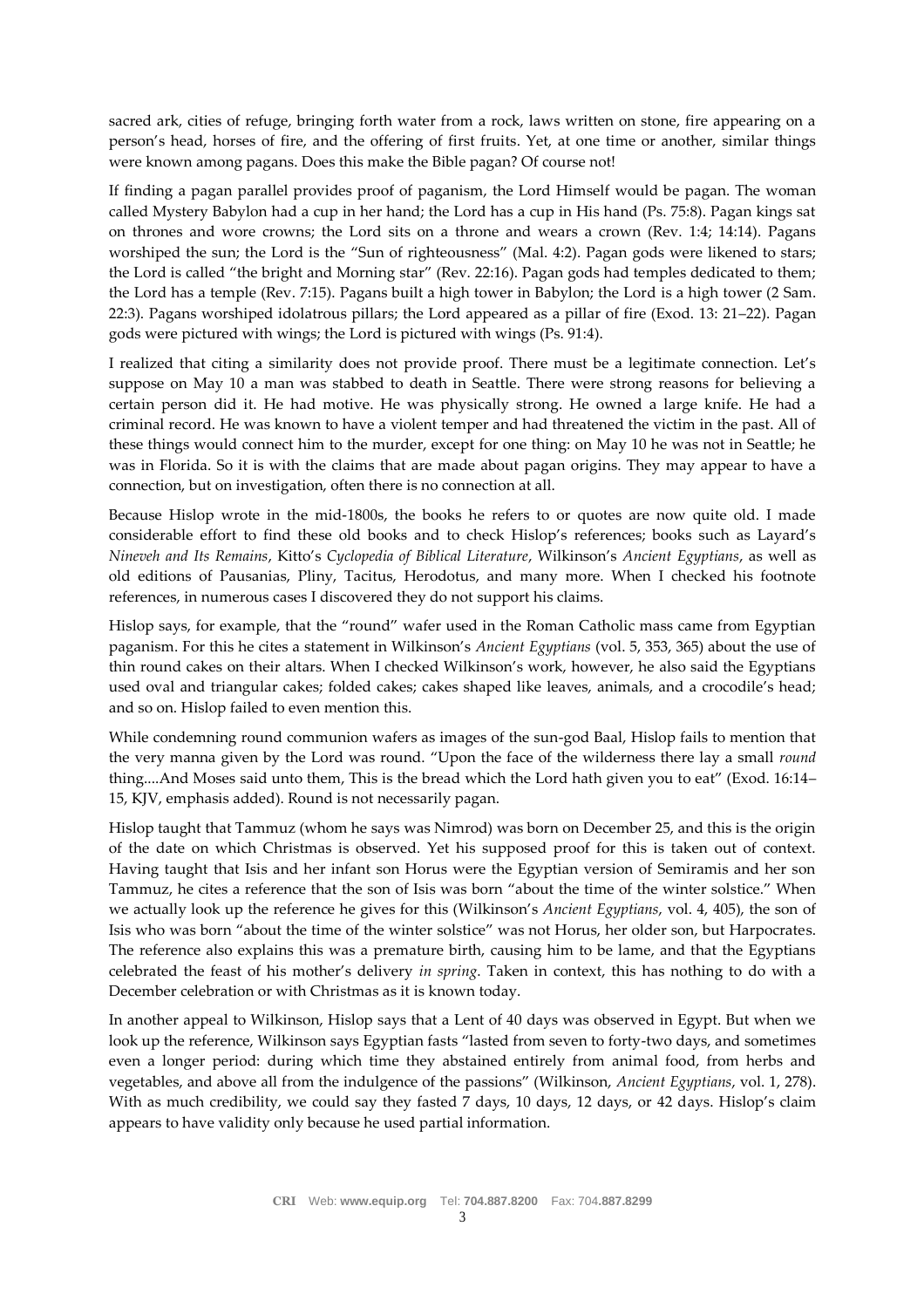sacred ark, cities of refuge, bringing forth water from a rock, laws written on stone, fire appearing on a person's head, horses of fire, and the offering of first fruits. Yet, at one time or another, similar things were known among pagans. Does this make the Bible pagan? Of course not!

If finding a pagan parallel provides proof of paganism, the Lord Himself would be pagan. The woman called Mystery Babylon had a cup in her hand; the Lord has a cup in His hand (Ps. 75:8). Pagan kings sat on thrones and wore crowns; the Lord sits on a throne and wears a crown (Rev. 1:4; 14:14). Pagans worshiped the sun; the Lord is the "Sun of righteousness" (Mal. 4:2). Pagan gods were likened to stars; the Lord is called "the bright and Morning star" (Rev. 22:16). Pagan gods had temples dedicated to them; the Lord has a temple (Rev. 7:15). Pagans built a high tower in Babylon; the Lord is a high tower (2 Sam. 22:3). Pagans worshiped idolatrous pillars; the Lord appeared as a pillar of fire (Exod. 13: 21–22). Pagan gods were pictured with wings; the Lord is pictured with wings (Ps. 91:4).

I realized that citing a similarity does not provide proof. There must be a legitimate connection. Let's suppose on May 10 a man was stabbed to death in Seattle. There were strong reasons for believing a certain person did it. He had motive. He was physically strong. He owned a large knife. He had a criminal record. He was known to have a violent temper and had threatened the victim in the past. All of these things would connect him to the murder, except for one thing: on May 10 he was not in Seattle; he was in Florida. So it is with the claims that are made about pagan origins. They may appear to have a connection, but on investigation, often there is no connection at all.

Because Hislop wrote in the mid-1800s, the books he refers to or quotes are now quite old. I made considerable effort to find these old books and to check Hislop's references; books such as Layard's *Nineveh and Its Remains*, Kitto's *Cyclopedia of Biblical Literature*, Wilkinson's *Ancient Egyptians*, as well as old editions of Pausanias, Pliny, Tacitus, Herodotus, and many more. When I checked his footnote references, in numerous cases I discovered they do not support his claims.

Hislop says, for example, that the "round" wafer used in the Roman Catholic mass came from Egyptian paganism. For this he cites a statement in Wilkinson's *Ancient Egyptians* (vol. 5, 353, 365) about the use of thin round cakes on their altars. When I checked Wilkinson's work, however, he also said the Egyptians used oval and triangular cakes; folded cakes; cakes shaped like leaves, animals, and a crocodile's head; and so on. Hislop failed to even mention this.

While condemning round communion wafers as images of the sun-god Baal, Hislop fails to mention that the very manna given by the Lord was round. "Upon the face of the wilderness there lay a small *round* thing....And Moses said unto them, This is the bread which the Lord hath given you to eat" (Exod. 16:14–15, KJV, emphasis added). Round is not necessarily pagan.

Hislop taught that Tammuz (whom he says was Nimrod) was born on December 25, and this is the origin of the date on which Christmas is observed. Yet his supposed proof for this is taken out of context. Having taught that Isis and her infant son Horus were the Egyptian version of Semiramis and her son Tammuz, he cites a reference that the son of Isis was born "about the time of the winter solstice." When we actually look up the reference he gives for this (Wilkinson's *Ancient Egyptians*, vol. 4, 405), the son of Isis who was born "about the time of the winter solstice" was not Horus, her older son, but Harpocrates. The reference also explains this was a premature birth, causing him to be lame, and that the Egyptians celebrated the feast of his mother's delivery *in spring*. Taken in context, this has nothing to do with a December celebration or with Christmas as it is known today.

In another appeal to Wilkinson, Hislop says that a Lent of 40 days was observed in Egypt. But when we look up the reference, Wilkinson says Egyptian fasts "lasted from seven to forty-two days, and sometimes even a longer period: during which time they abstained entirely from animal food, from herbs and vegetables, and above all from the indulgence of the passions" (Wilkinson, *Ancient Egyptians*, vol. 1, 278). With as much credibility, we could say they fasted 7 days, 10 days, 12 days, or 42 days. Hislop's claim appears to have validity only because he used partial information.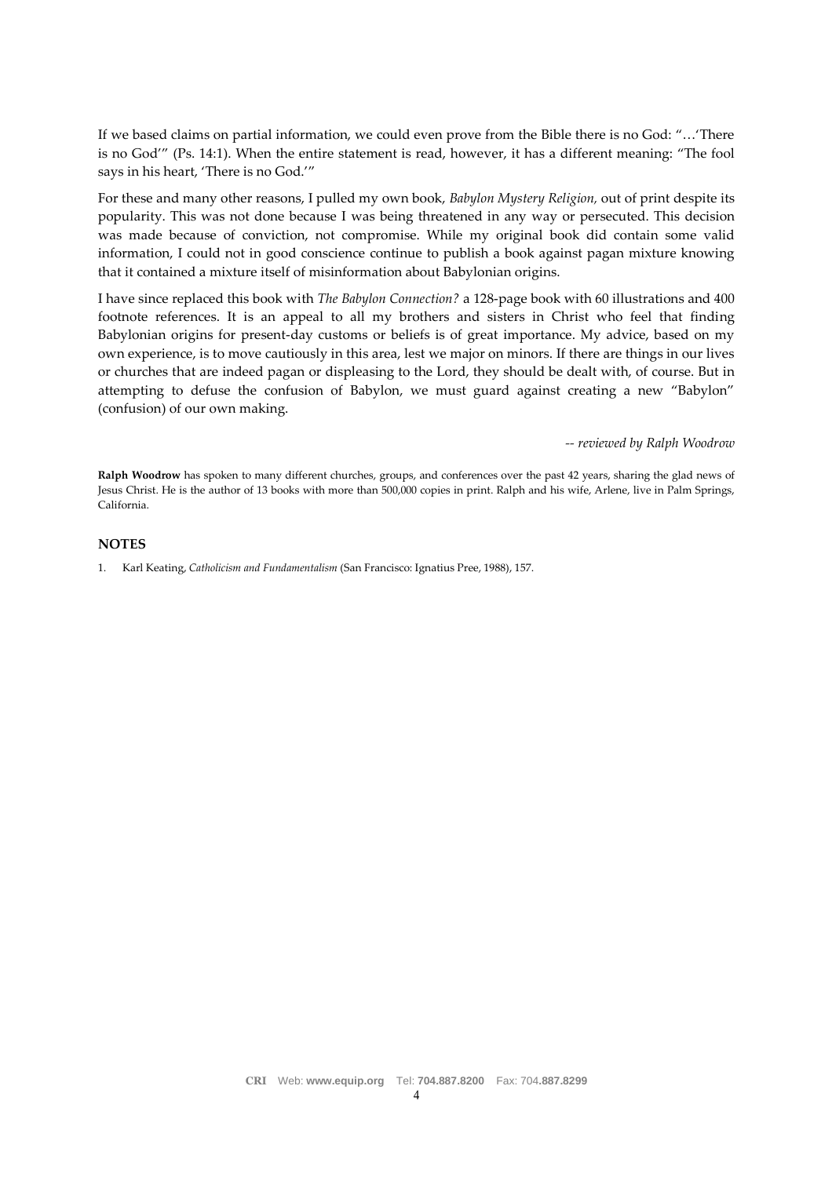If we based claims on partial information, we could even prove from the Bible there is no God: "…'There is no God'" (Ps. 14:1). When the entire statement is read, however, it has a different meaning: "The fool says in his heart, 'There is no God.'"

For these and many other reasons, I pulled my own book, *Babylon Mystery Religion*, out of print despite its popularity. This was not done because I was being threatened in any way or persecuted. This decision was made because of conviction, not compromise. While my original book did contain some valid information, I could not in good conscience continue to publish a book against pagan mixture knowing that it contained a mixture itself of misinformation about Babylonian origins.

I have since replaced this book with *The Babylon Connection?* a 128-page book with 60 illustrations and 400 footnote references. It is an appeal to all my brothers and sisters in Christ who feel that finding Babylonian origins for present-day customs or beliefs is of great importance. My advice, based on my own experience, is to move cautiously in this area, lest we major on minors. If there are things in our lives or churches that are indeed pagan or displeasing to the Lord, they should be dealt with, of course. But in attempting to defuse the confusion of Babylon, we must guard against creating a new "Babylon" (confusion) of our own making.

*-- reviewed by Ralph Woodrow*

**Ralph Woodrow** has spoken to many different churches, groups, and conferences over the past 42 years, sharing the glad news of Jesus Christ. He is the author of 13 books with more than 500,000 copies in print. Ralph and his wife, Arlene, live in Palm Springs, California.

## NOTES

1. Karl Keating, *Catholicism and Fundamentalism* (San Francisco: Ignatius Pree, 1988), 157.